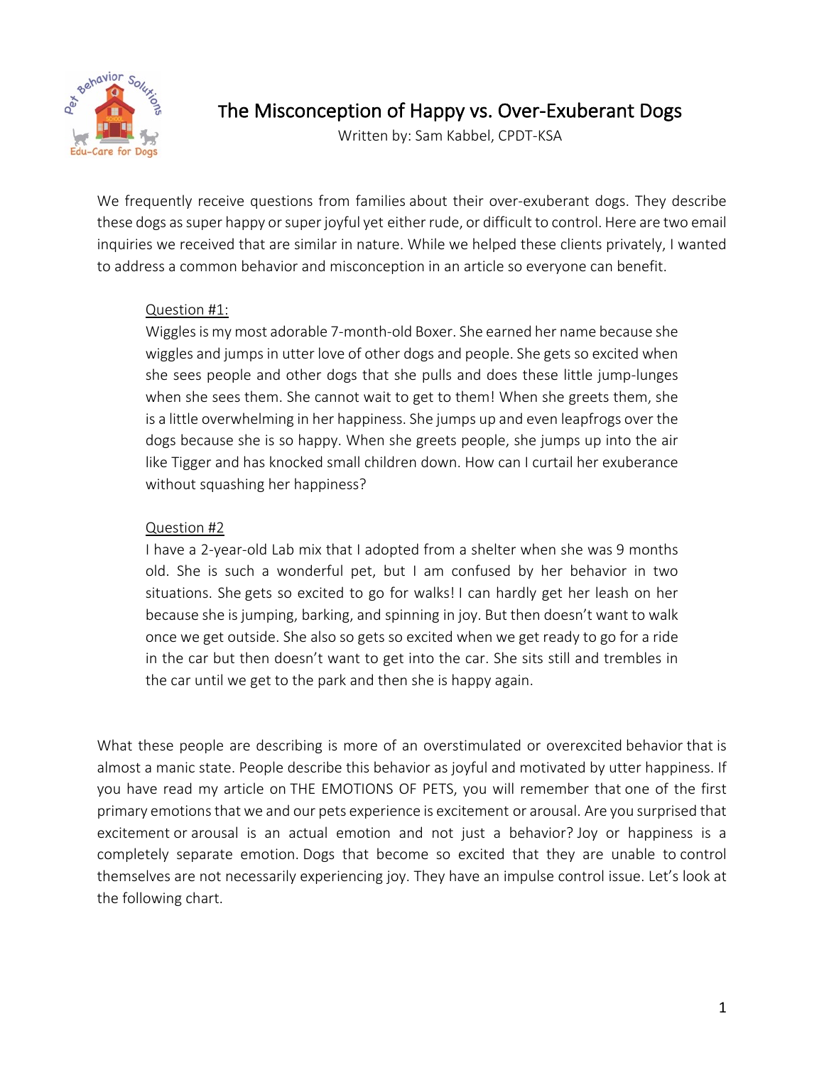# The Misconception of Happy vs. Over-Exuberant Dogs

Written by: Sam Kabbel, CPDT-KSA

We frequently receive questions from families about their over-exuberant dogs. They describe these dogs as super happy or super joyful yet either rude, or difficult to control. Here are two email inquiries we received that are similar in nature. While we helped these clients privately, I wanted to address a common behavior and misconception in an article so everyone can benefit.

> <u>Question #1:</u>
>
> Wiggles is my most adorable 7-month-old Boxer. She earned her name because she wiggles and jumps in utter love of other dogs and people. She gets so excited when she sees people and other dogs that she pulls and does these little jump-lunges when she sees them. She cannot wait to get to them! When she greets them, she is a little overwhelming in her happiness. She jumps up and even leapfrogs over the dogs because she is so happy. When she greets people, she jumps up into the air like Tigger and has knocked small children down. How can I curtail her exuberance without squashing her happiness?
>
> <u>Question #2</u>
>
> I have a 2-year-old Lab mix that I adopted from a shelter when she was 9 months old. She is such a wonderful pet, but I am confused by her behavior in two situations. She gets so excited to go for walks! I can hardly get her leash on her because she is jumping, barking, and spinning in joy. But then doesn't want to walk once we get outside. She also so gets so excited when we get ready to go for a ride in the car but then doesn't want to get into the car. She sits still and trembles in the car until we get to the park and then she is happy again.

What these people are describing is more of an overstimulated or overexcited behavior that is almost a manic state. People describe this behavior as joyful and motivated by utter happiness. If you have read my article on THE EMOTIONS OF PETS, you will remember that one of the first primary emotions that we and our pets experience is excitement or arousal. Are you surprised that excitement or arousal is an actual emotion and not just a behavior? Joy or happiness is a completely separate emotion. Dogs that become so excited that they are unable to control themselves are not necessarily experiencing joy. They have an impulse control issue. Let's look at the following chart.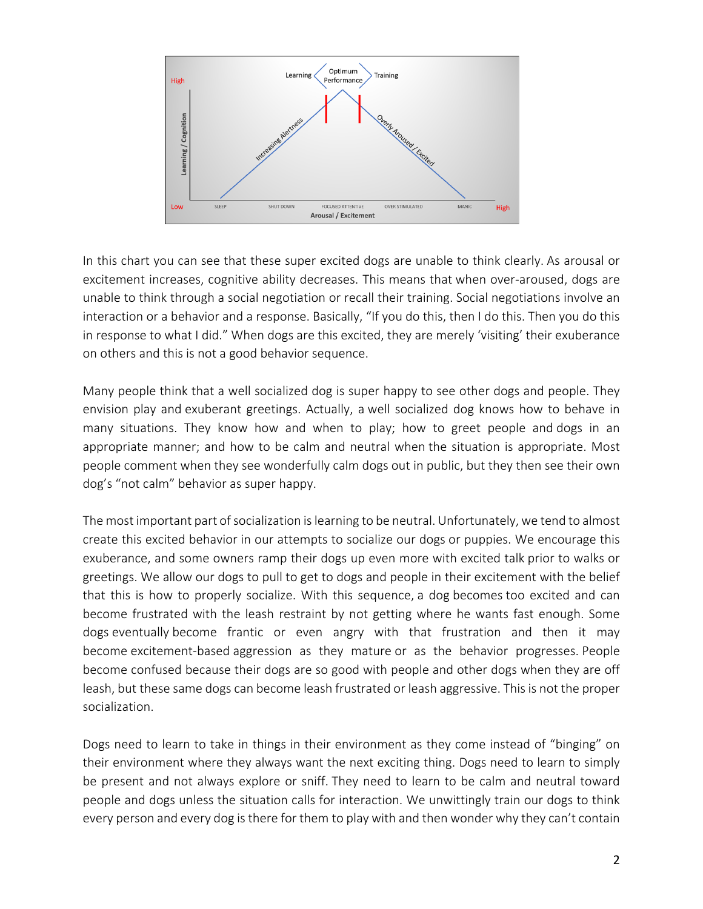In this chart you can see that these super excited dogs are unable to think clearly. As arousal or excitement increases, cognitive ability decreases. This means that when over-aroused, dogs are unable to think through a social negotiation or recall their training. Social negotiations involve an interaction or a behavior and a response. Basically, "If you do this, then I do this. Then you do this in response to what I did." When dogs are this excited, they are merely 'visiting' their exuberance on others and this is not a good behavior sequence.

Many people think that a well socialized dog is super happy to see other dogs and people. They envision play and exuberant greetings. Actually, a well socialized dog knows how to behave in many situations. They know how and when to play; how to greet people and dogs in an appropriate manner; and how to be calm and neutral when the situation is appropriate. Most people comment when they see wonderfully calm dogs out in public, but they then see their own dog's "not calm" behavior as super happy.

The most important part of socialization is learning to be neutral. Unfortunately, we tend to almost create this excited behavior in our attempts to socialize our dogs or puppies. We encourage this exuberance, and some owners ramp their dogs up even more with excited talk prior to walks or greetings. We allow our dogs to pull to get to dogs and people in their excitement with the belief that this is how to properly socialize. With this sequence, a dog becomes too excited and can become frustrated with the leash restraint by not getting where he wants fast enough. Some dogs eventually become frantic or even angry with that frustration and then it may become excitement-based aggression as they mature or as the behavior progresses. People become confused because their dogs are so good with people and other dogs when they are off leash, but these same dogs can become leash frustrated or leash aggressive. This is not the proper socialization.

Dogs need to learn to take in things in their environment as they come instead of "binging" on their environment where they always want the next exciting thing. Dogs need to learn to simply be present and not always explore or sniff. They need to learn to be calm and neutral toward people and dogs unless the situation calls for interaction. We unwittingly train our dogs to think every person and every dog is there for them to play with and then wonder why they can't contain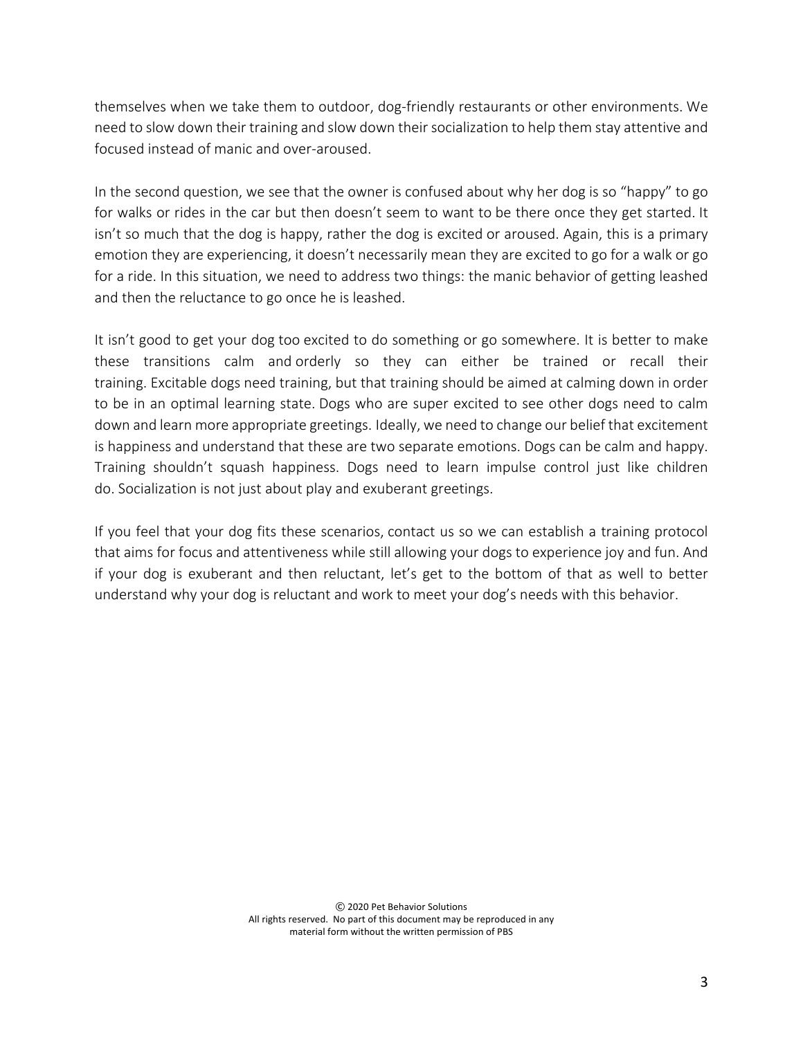themselves when we take them to outdoor, dog-friendly restaurants or other environments. We need to slow down their training and slow down their socialization to help them stay attentive and focused instead of manic and over-aroused.

In the second question, we see that the owner is confused about why her dog is so "happy" to go for walks or rides in the car but then doesn't seem to want to be there once they get started. It isn't so much that the dog is happy, rather the dog is excited or aroused. Again, this is a primary emotion they are experiencing, it doesn't necessarily mean they are excited to go for a walk or go for a ride. In this situation, we need to address two things: the manic behavior of getting leashed and then the reluctance to go once he is leashed.

It isn't good to get your dog too excited to do something or go somewhere. It is better to make these transitions calm and orderly so they can either be trained or recall their training. Excitable dogs need training, but that training should be aimed at calming down in order to be in an optimal learning state. Dogs who are super excited to see other dogs need to calm down and learn more appropriate greetings. Ideally, we need to change our belief that excitement is happiness and understand that these are two separate emotions. Dogs can be calm and happy. Training shouldn't squash happiness. Dogs need to learn impulse control just like children do. Socialization is not just about play and exuberant greetings.

If you feel that your dog fits these scenarios, contact us so we can establish a training protocol that aims for focus and attentiveness while still allowing your dogs to experience joy and fun. And if your dog is exuberant and then reluctant, let's get to the bottom of that as well to better understand why your dog is reluctant and work to meet your dog's needs with this behavior.